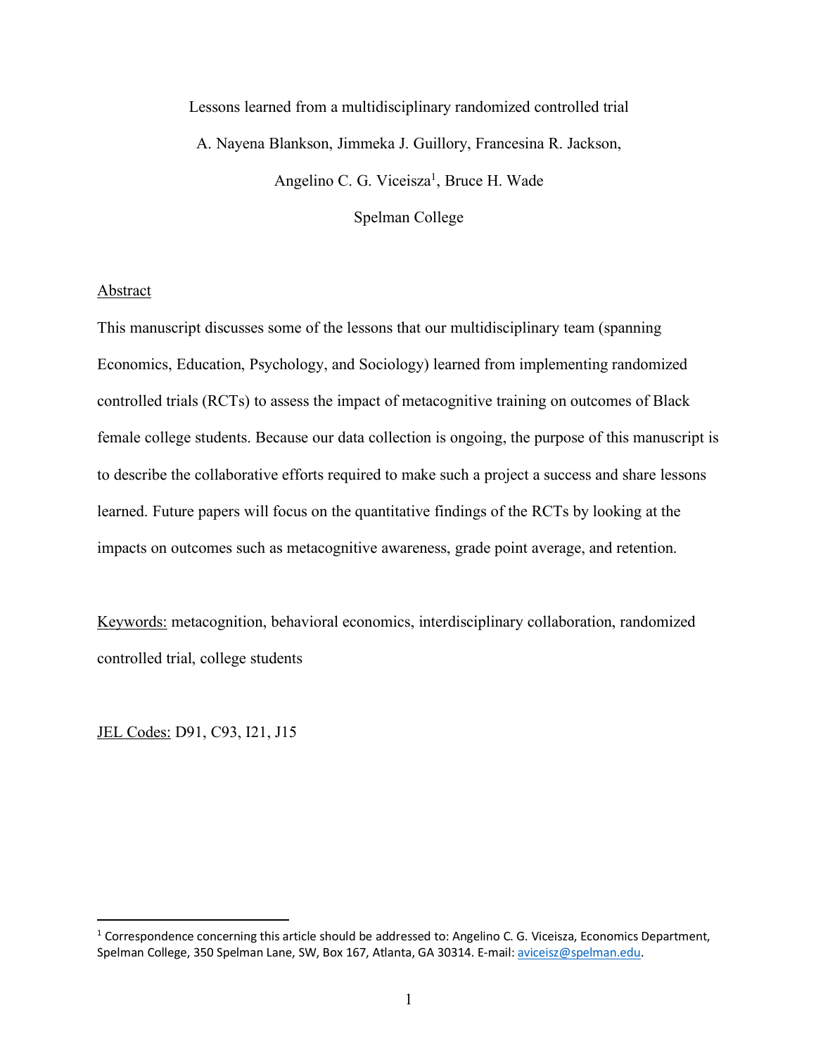# Lessons learned from a multidisciplinary randomized controlled trial

A. Nayena Blankson, Jimmeka J. Guillory, Francesina R. Jackson, Angelino C. G. Viceisza[1], Bruce H. Wade

Spelman College

## Abstract

This manuscript discusses some of the lessons that our multidisciplinary team (spanning Economics, Education, Psychology, and Sociology) learned from implementing randomized controlled trials (RCTs) to assess the impact of metacognitive training on outcomes of Black female college students. Because our data collection is ongoing, the purpose of this manuscript is to describe the collaborative efforts required to make such a project a success and share lessons learned. Future papers will focus on the quantitative findings of the RCTs by looking at the impacts on outcomes such as metacognitive awareness, grade point average, and retention.

Keywords: metacognition, behavioral economics, interdisciplinary collaboration, randomized controlled trial, college students

JEL Codes: D91, C93, I21, J15

[1] Correspondence concerning this article should be addressed to: Angelino C. G. Viceisza, Economics Department, Spelman College, 350 Spelman Lane, SW, Box 167, Atlanta, GA 30314. E-mail: aviceisz@spelman.edu.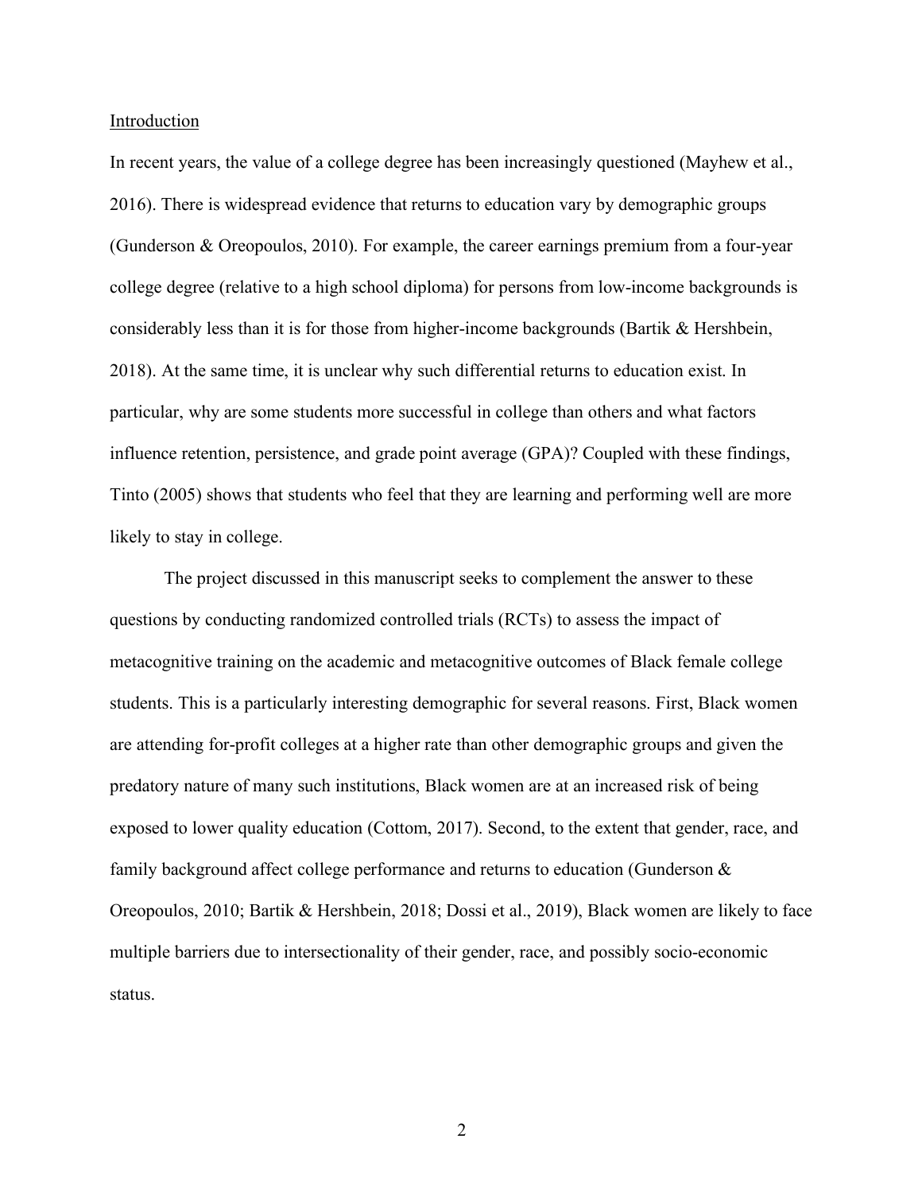## Introduction

In recent years, the value of a college degree has been increasingly questioned (Mayhew et al., 2016). There is widespread evidence that returns to education vary by demographic groups (Gunderson & Oreopoulos, 2010). For example, the career earnings premium from a four-year college degree (relative to a high school diploma) for persons from low-income backgrounds is considerably less than it is for those from higher-income backgrounds (Bartik & Hershbein, 2018). At the same time, it is unclear why such differential returns to education exist. In particular, why are some students more successful in college than others and what factors influence retention, persistence, and grade point average (GPA)? Coupled with these findings, Tinto (2005) shows that students who feel that they are learning and performing well are more likely to stay in college.

The project discussed in this manuscript seeks to complement the answer to these questions by conducting randomized controlled trials (RCTs) to assess the impact of metacognitive training on the academic and metacognitive outcomes of Black female college students. This is a particularly interesting demographic for several reasons. First, Black women are attending for-profit colleges at a higher rate than other demographic groups and given the predatory nature of many such institutions, Black women are at an increased risk of being exposed to lower quality education (Cottom, 2017). Second, to the extent that gender, race, and family background affect college performance and returns to education (Gunderson & Oreopoulos, 2010; Bartik & Hershbein, 2018; Dossi et al., 2019), Black women are likely to face multiple barriers due to intersectionality of their gender, race, and possibly socio-economic status.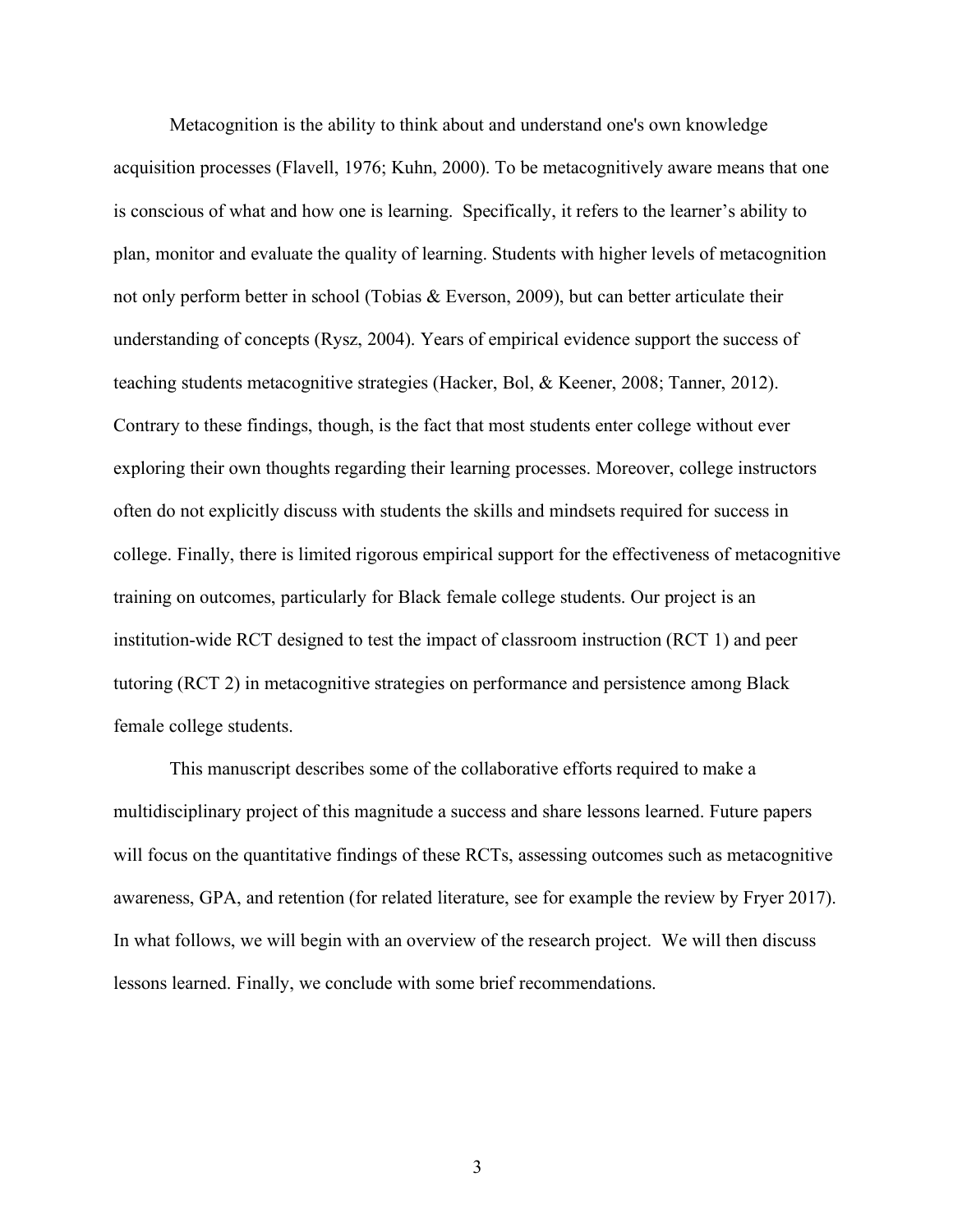Metacognition is the ability to think about and understand one's own knowledge acquisition processes (Flavell, 1976; Kuhn, 2000). To be metacognitively aware means that one is conscious of what and how one is learning. Specifically, it refers to the learner's ability to plan, monitor and evaluate the quality of learning. Students with higher levels of metacognition not only perform better in school (Tobias & Everson, 2009), but can better articulate their understanding of concepts (Rysz, 2004). Years of empirical evidence support the success of teaching students metacognitive strategies (Hacker, Bol, & Keener, 2008; Tanner, 2012). Contrary to these findings, though, is the fact that most students enter college without ever exploring their own thoughts regarding their learning processes. Moreover, college instructors often do not explicitly discuss with students the skills and mindsets required for success in college. Finally, there is limited rigorous empirical support for the effectiveness of metacognitive training on outcomes, particularly for Black female college students. Our project is an institution-wide RCT designed to test the impact of classroom instruction (RCT 1) and peer tutoring (RCT 2) in metacognitive strategies on performance and persistence among Black female college students.

This manuscript describes some of the collaborative efforts required to make a multidisciplinary project of this magnitude a success and share lessons learned. Future papers will focus on the quantitative findings of these RCTs, assessing outcomes such as metacognitive awareness, GPA, and retention (for related literature, see for example the review by Fryer 2017). In what follows, we will begin with an overview of the research project. We will then discuss lessons learned. Finally, we conclude with some brief recommendations.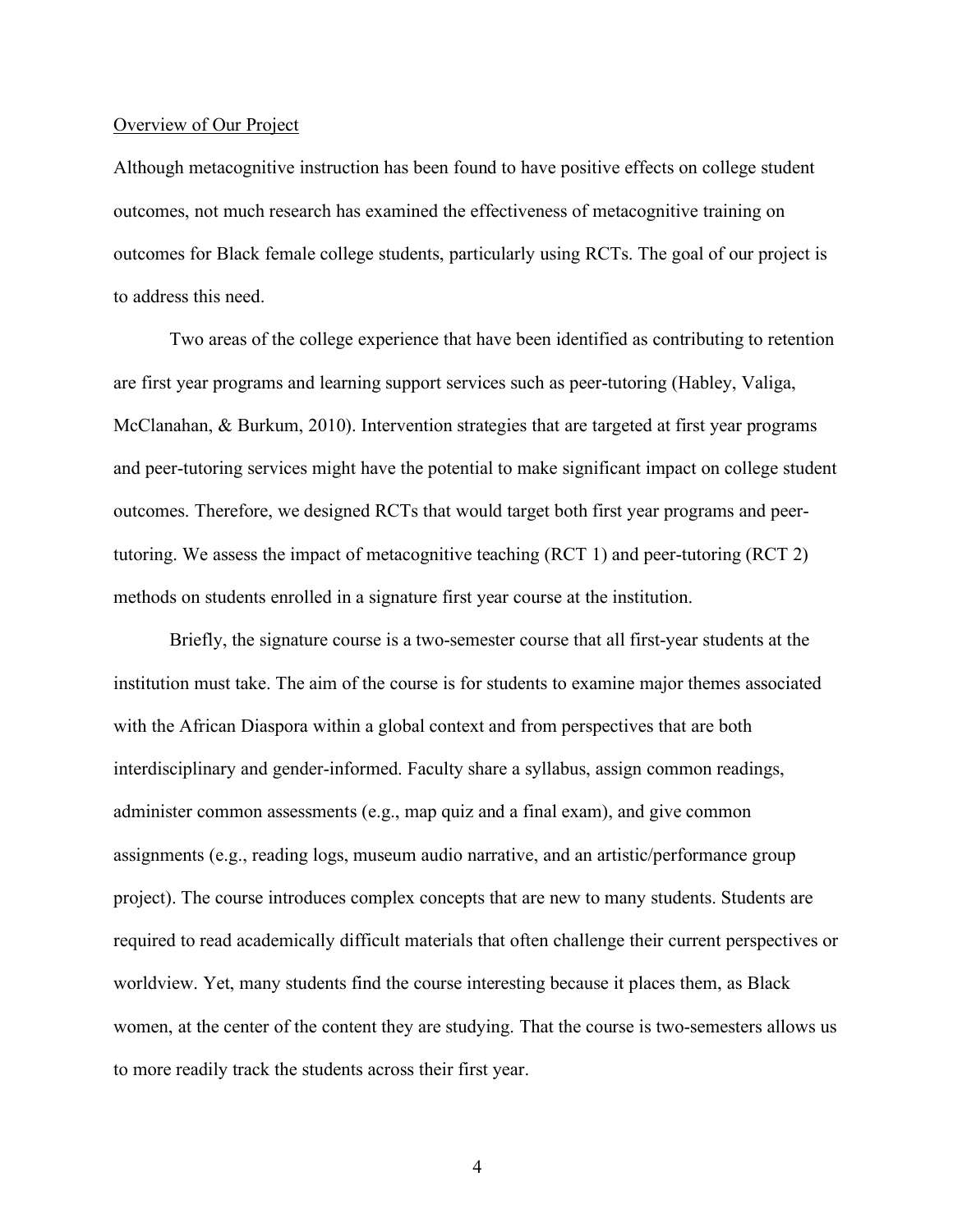## Overview of Our Project

Although metacognitive instruction has been found to have positive effects on college student outcomes, not much research has examined the effectiveness of metacognitive training on outcomes for Black female college students, particularly using RCTs. The goal of our project is to address this need.

Two areas of the college experience that have been identified as contributing to retention are first year programs and learning support services such as peer-tutoring (Habley, Valiga, McClanahan, & Burkum, 2010). Intervention strategies that are targeted at first year programs and peer-tutoring services might have the potential to make significant impact on college student outcomes. Therefore, we designed RCTs that would target both first year programs and peer-tutoring. We assess the impact of metacognitive teaching (RCT 1) and peer-tutoring (RCT 2) methods on students enrolled in a signature first year course at the institution.

Briefly, the signature course is a two-semester course that all first-year students at the institution must take. The aim of the course is for students to examine major themes associated with the African Diaspora within a global context and from perspectives that are both interdisciplinary and gender-informed. Faculty share a syllabus, assign common readings, administer common assessments (e.g., map quiz and a final exam), and give common assignments (e.g., reading logs, museum audio narrative, and an artistic/performance group project). The course introduces complex concepts that are new to many students. Students are required to read academically difficult materials that often challenge their current perspectives or worldview. Yet, many students find the course interesting because it places them, as Black women, at the center of the content they are studying. That the course is two-semesters allows us to more readily track the students across their first year.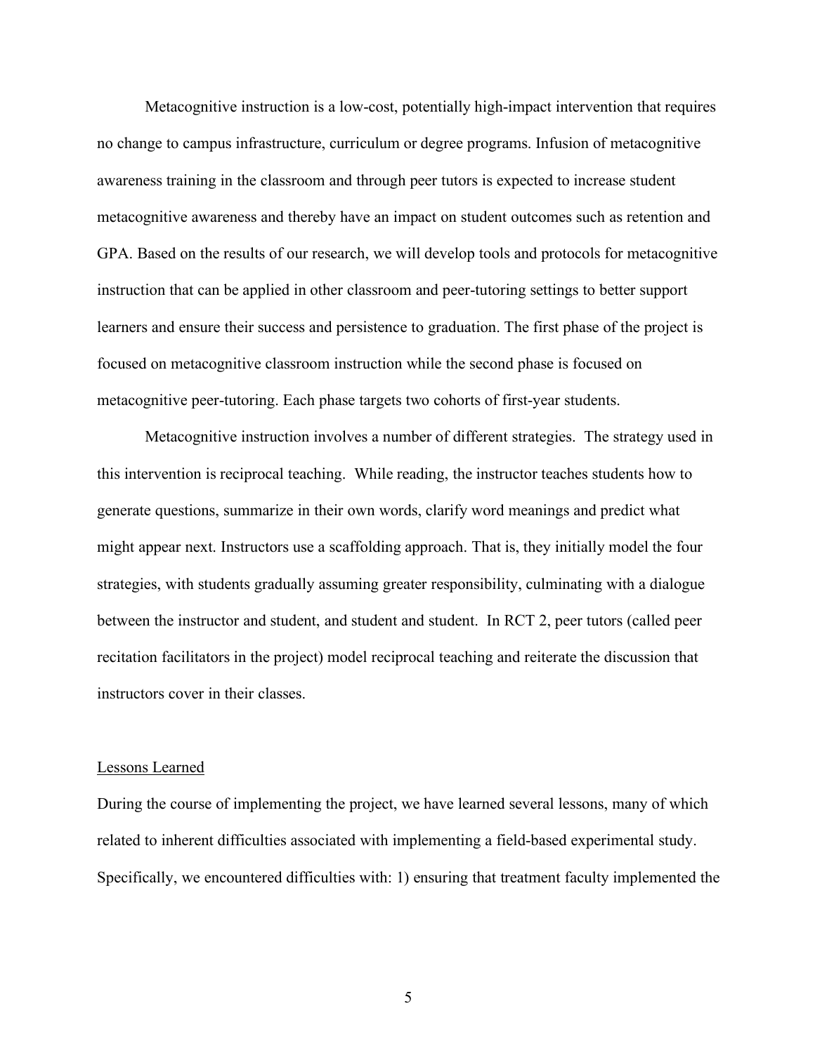Metacognitive instruction is a low-cost, potentially high-impact intervention that requires no change to campus infrastructure, curriculum or degree programs. Infusion of metacognitive awareness training in the classroom and through peer tutors is expected to increase student metacognitive awareness and thereby have an impact on student outcomes such as retention and GPA. Based on the results of our research, we will develop tools and protocols for metacognitive instruction that can be applied in other classroom and peer-tutoring settings to better support learners and ensure their success and persistence to graduation. The first phase of the project is focused on metacognitive classroom instruction while the second phase is focused on metacognitive peer-tutoring. Each phase targets two cohorts of first-year students.

Metacognitive instruction involves a number of different strategies. The strategy used in this intervention is reciprocal teaching. While reading, the instructor teaches students how to generate questions, summarize in their own words, clarify word meanings and predict what might appear next. Instructors use a scaffolding approach. That is, they initially model the four strategies, with students gradually assuming greater responsibility, culminating with a dialogue between the instructor and student, and student and student. In RCT 2, peer tutors (called peer recitation facilitators in the project) model reciprocal teaching and reiterate the discussion that instructors cover in their classes.

## Lessons Learned

During the course of implementing the project, we have learned several lessons, many of which related to inherent difficulties associated with implementing a field-based experimental study. Specifically, we encountered difficulties with: 1) ensuring that treatment faculty implemented the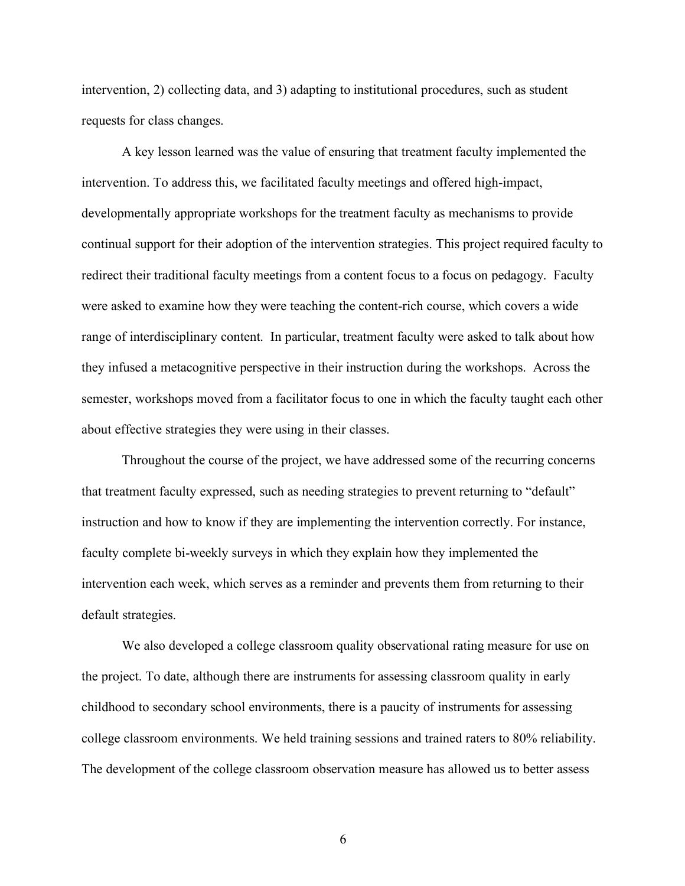intervention, 2) collecting data, and 3) adapting to institutional procedures, such as student requests for class changes.

A key lesson learned was the value of ensuring that treatment faculty implemented the intervention. To address this, we facilitated faculty meetings and offered high-impact, developmentally appropriate workshops for the treatment faculty as mechanisms to provide continual support for their adoption of the intervention strategies. This project required faculty to redirect their traditional faculty meetings from a content focus to a focus on pedagogy. Faculty were asked to examine how they were teaching the content-rich course, which covers a wide range of interdisciplinary content. In particular, treatment faculty were asked to talk about how they infused a metacognitive perspective in their instruction during the workshops. Across the semester, workshops moved from a facilitator focus to one in which the faculty taught each other about effective strategies they were using in their classes.

Throughout the course of the project, we have addressed some of the recurring concerns that treatment faculty expressed, such as needing strategies to prevent returning to "default" instruction and how to know if they are implementing the intervention correctly. For instance, faculty complete bi-weekly surveys in which they explain how they implemented the intervention each week, which serves as a reminder and prevents them from returning to their default strategies.

We also developed a college classroom quality observational rating measure for use on the project. To date, although there are instruments for assessing classroom quality in early childhood to secondary school environments, there is a paucity of instruments for assessing college classroom environments. We held training sessions and trained raters to 80% reliability. The development of the college classroom observation measure has allowed us to better assess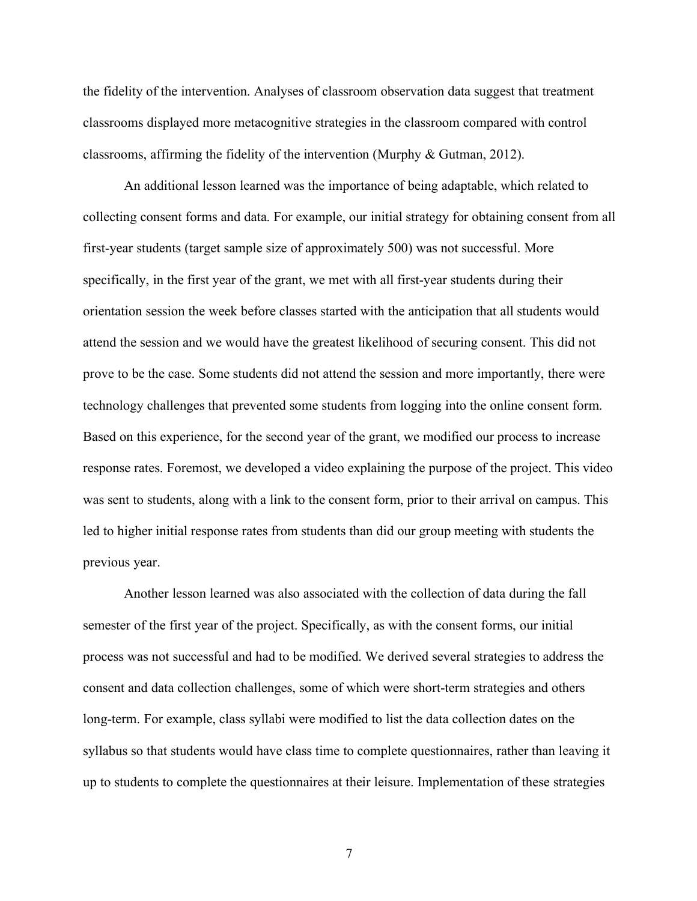the fidelity of the intervention. Analyses of classroom observation data suggest that treatment classrooms displayed more metacognitive strategies in the classroom compared with control classrooms, affirming the fidelity of the intervention (Murphy & Gutman, 2012).

An additional lesson learned was the importance of being adaptable, which related to collecting consent forms and data. For example, our initial strategy for obtaining consent from all first-year students (target sample size of approximately 500) was not successful. More specifically, in the first year of the grant, we met with all first-year students during their orientation session the week before classes started with the anticipation that all students would attend the session and we would have the greatest likelihood of securing consent. This did not prove to be the case. Some students did not attend the session and more importantly, there were technology challenges that prevented some students from logging into the online consent form. Based on this experience, for the second year of the grant, we modified our process to increase response rates. Foremost, we developed a video explaining the purpose of the project. This video was sent to students, along with a link to the consent form, prior to their arrival on campus. This led to higher initial response rates from students than did our group meeting with students the previous year.

Another lesson learned was also associated with the collection of data during the fall semester of the first year of the project. Specifically, as with the consent forms, our initial process was not successful and had to be modified. We derived several strategies to address the consent and data collection challenges, some of which were short-term strategies and others long-term. For example, class syllabi were modified to list the data collection dates on the syllabus so that students would have class time to complete questionnaires, rather than leaving it up to students to complete the questionnaires at their leisure. Implementation of these strategies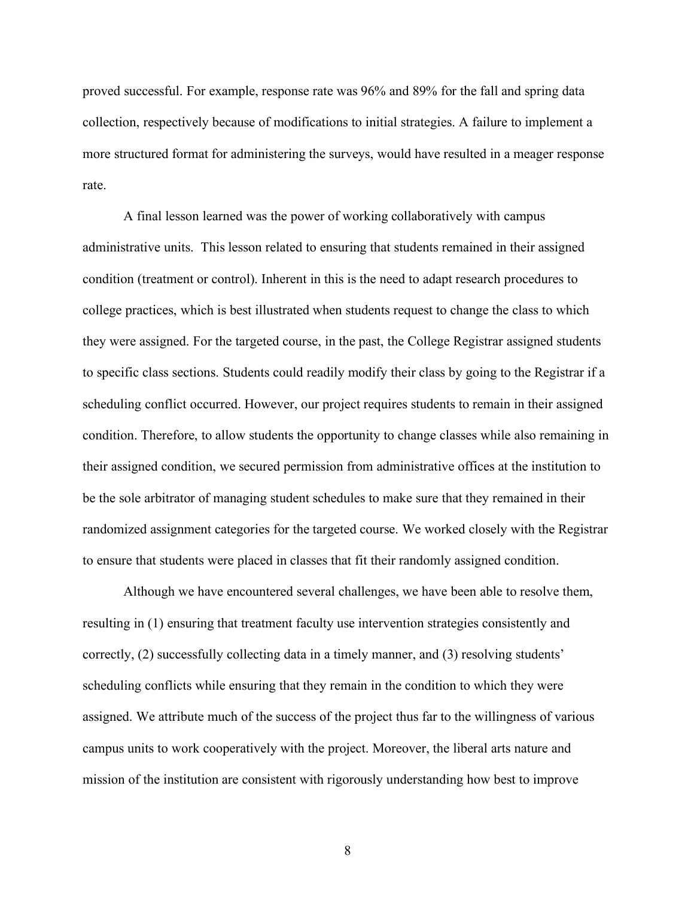proved successful. For example, response rate was 96% and 89% for the fall and spring data collection, respectively because of modifications to initial strategies. A failure to implement a more structured format for administering the surveys, would have resulted in a meager response rate.

A final lesson learned was the power of working collaboratively with campus administrative units. This lesson related to ensuring that students remained in their assigned condition (treatment or control). Inherent in this is the need to adapt research procedures to college practices, which is best illustrated when students request to change the class to which they were assigned. For the targeted course, in the past, the College Registrar assigned students to specific class sections. Students could readily modify their class by going to the Registrar if a scheduling conflict occurred. However, our project requires students to remain in their assigned condition. Therefore, to allow students the opportunity to change classes while also remaining in their assigned condition, we secured permission from administrative offices at the institution to be the sole arbitrator of managing student schedules to make sure that they remained in their randomized assignment categories for the targeted course. We worked closely with the Registrar to ensure that students were placed in classes that fit their randomly assigned condition.

Although we have encountered several challenges, we have been able to resolve them, resulting in (1) ensuring that treatment faculty use intervention strategies consistently and correctly, (2) successfully collecting data in a timely manner, and (3) resolving students' scheduling conflicts while ensuring that they remain in the condition to which they were assigned. We attribute much of the success of the project thus far to the willingness of various campus units to work cooperatively with the project. Moreover, the liberal arts nature and mission of the institution are consistent with rigorously understanding how best to improve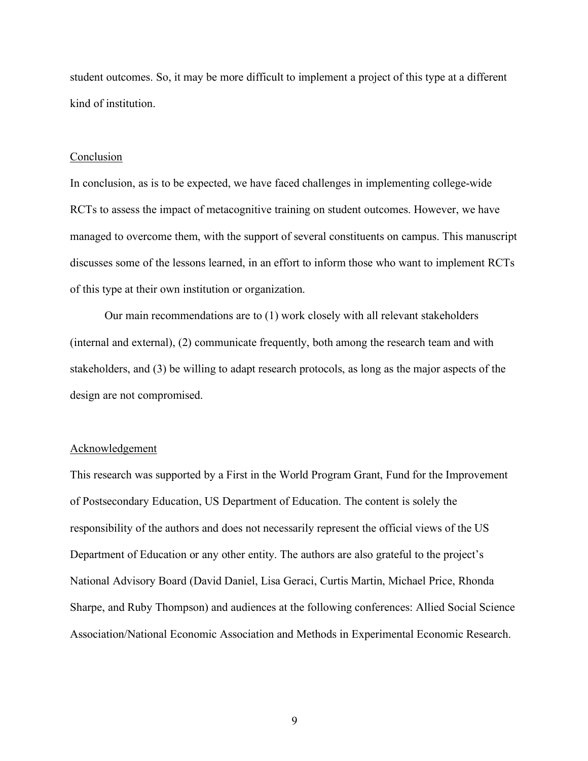student outcomes. So, it may be more difficult to implement a project of this type at a different kind of institution.

## Conclusion

In conclusion, as is to be expected, we have faced challenges in implementing college-wide RCTs to assess the impact of metacognitive training on student outcomes. However, we have managed to overcome them, with the support of several constituents on campus. This manuscript discusses some of the lessons learned, in an effort to inform those who want to implement RCTs of this type at their own institution or organization.

Our main recommendations are to (1) work closely with all relevant stakeholders (internal and external), (2) communicate frequently, both among the research team and with stakeholders, and (3) be willing to adapt research protocols, as long as the major aspects of the design are not compromised.

## Acknowledgement

This research was supported by a First in the World Program Grant, Fund for the Improvement of Postsecondary Education, US Department of Education. The content is solely the responsibility of the authors and does not necessarily represent the official views of the US Department of Education or any other entity. The authors are also grateful to the project's National Advisory Board (David Daniel, Lisa Geraci, Curtis Martin, Michael Price, Rhonda Sharpe, and Ruby Thompson) and audiences at the following conferences: Allied Social Science Association/National Economic Association and Methods in Experimental Economic Research.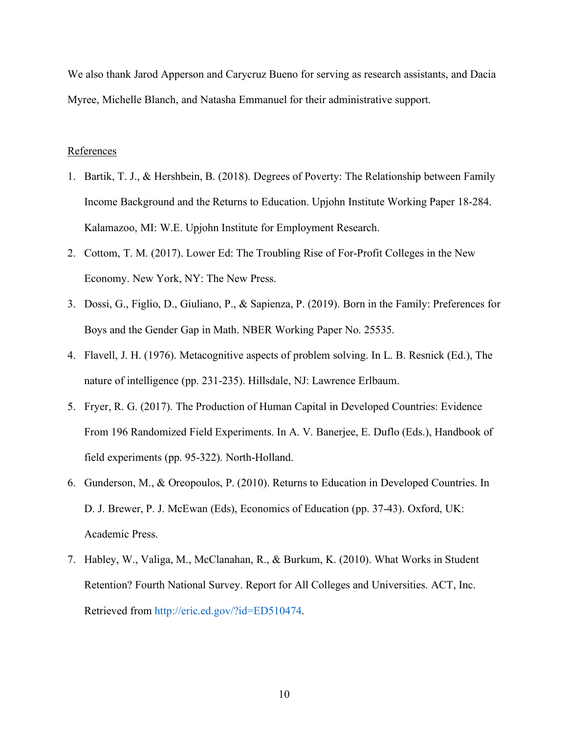We also thank Jarod Apperson and Carycruz Bueno for serving as research assistants, and Dacia Myree, Michelle Blanch, and Natasha Emmanuel for their administrative support.

References

1. Bartik, T. J., & Hershbein, B. (2018). Degrees of Poverty: The Relationship between Family Income Background and the Returns to Education. Upjohn Institute Working Paper 18-284. Kalamazoo, MI: W.E. Upjohn Institute for Employment Research.
2. Cottom, T. M. (2017). Lower Ed: The Troubling Rise of For-Profit Colleges in the New Economy. New York, NY: The New Press.
3. Dossi, G., Figlio, D., Giuliano, P., & Sapienza, P. (2019). Born in the Family: Preferences for Boys and the Gender Gap in Math. NBER Working Paper No. 25535.
4. Flavell, J. H. (1976). Metacognitive aspects of problem solving. In L. B. Resnick (Ed.), The nature of intelligence (pp. 231-235). Hillsdale, NJ: Lawrence Erlbaum.
5. Fryer, R. G. (2017). The Production of Human Capital in Developed Countries: Evidence From 196 Randomized Field Experiments. In A. V. Banerjee, E. Duflo (Eds.), Handbook of field experiments (pp. 95-322). North-Holland.
6. Gunderson, M., & Oreopoulos, P. (2010). Returns to Education in Developed Countries. In D. J. Brewer, P. J. McEwan (Eds), Economics of Education (pp. 37-43). Oxford, UK: Academic Press.
7. Habley, W., Valiga, M., McClanahan, R., & Burkum, K. (2010). What Works in Student Retention? Fourth National Survey. Report for All Colleges and Universities. ACT, Inc. Retrieved from http://eric.ed.gov/?id=ED510474.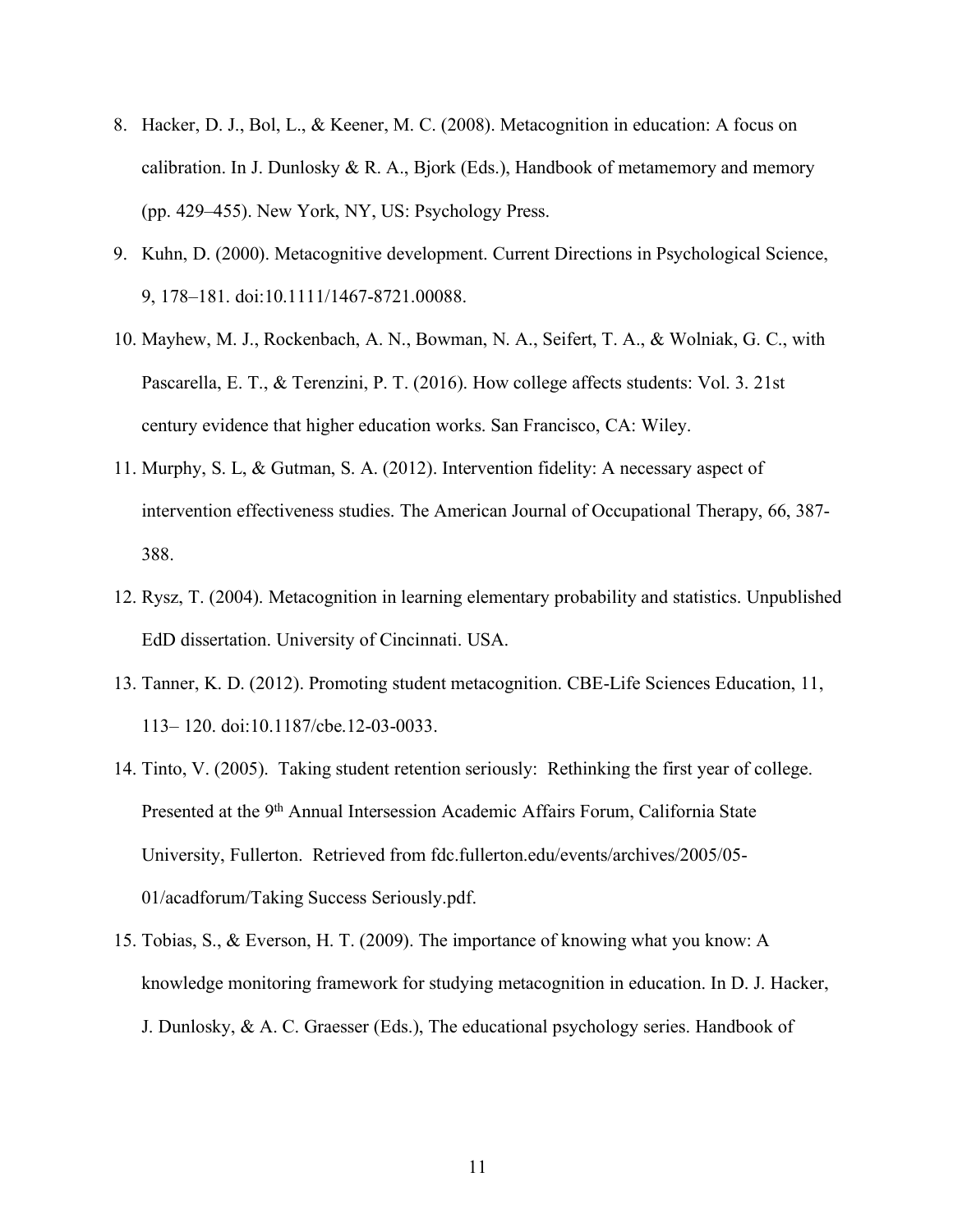8. Hacker, D. J., Bol, L., & Keener, M. C. (2008). Metacognition in education: A focus on calibration. In J. Dunlosky & R. A., Bjork (Eds.), Handbook of metamemory and memory (pp. 429–455). New York, NY, US: Psychology Press.
9. Kuhn, D. (2000). Metacognitive development. Current Directions in Psychological Science, 9, 178–181. doi:10.1111/1467-8721.00088.
10. Mayhew, M. J., Rockenbach, A. N., Bowman, N. A., Seifert, T. A., & Wolniak, G. C., with Pascarella, E. T., & Terenzini, P. T. (2016). How college affects students: Vol. 3. 21st century evidence that higher education works. San Francisco, CA: Wiley.
11. Murphy, S. L, & Gutman, S. A. (2012). Intervention fidelity: A necessary aspect of intervention effectiveness studies. The American Journal of Occupational Therapy, 66, 387-388.
12. Rysz, T. (2004). Metacognition in learning elementary probability and statistics. Unpublished EdD dissertation. University of Cincinnati. USA.
13. Tanner, K. D. (2012). Promoting student metacognition. CBE-Life Sciences Education, 11, 113– 120. doi:10.1187/cbe.12-03-0033.
14. Tinto, V. (2005). Taking student retention seriously: Rethinking the first year of college. Presented at the 9th Annual Intersession Academic Affairs Forum, California State University, Fullerton. Retrieved from fdc.fullerton.edu/events/archives/2005/05-01/acadforum/Taking Success Seriously.pdf.
15. Tobias, S., & Everson, H. T. (2009). The importance of knowing what you know: A knowledge monitoring framework for studying metacognition in education. In D. J. Hacker, J. Dunlosky, & A. C. Graesser (Eds.), The educational psychology series. Handbook of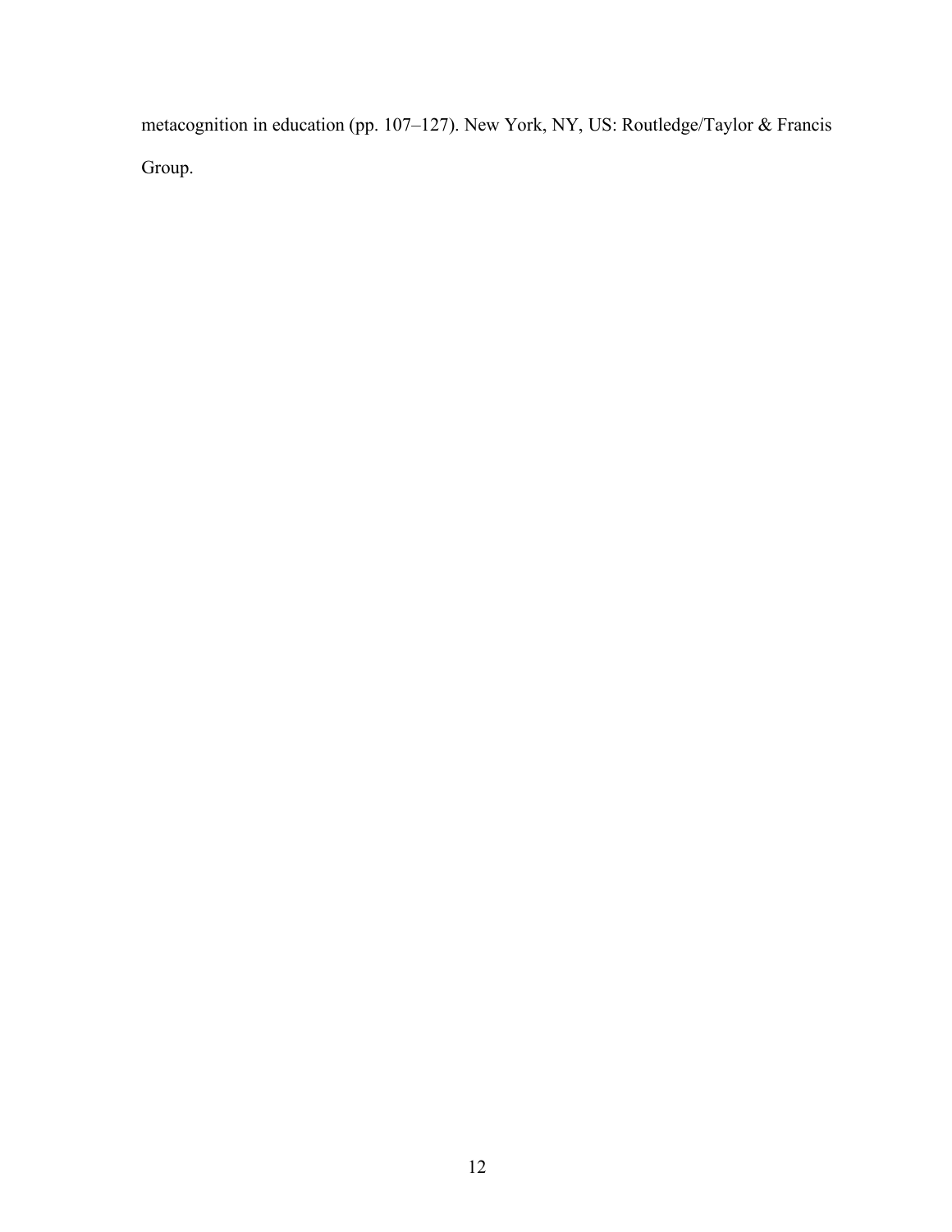metacognition in education (pp. 107–127). New York, NY, US: Routledge/Taylor & Francis Group.